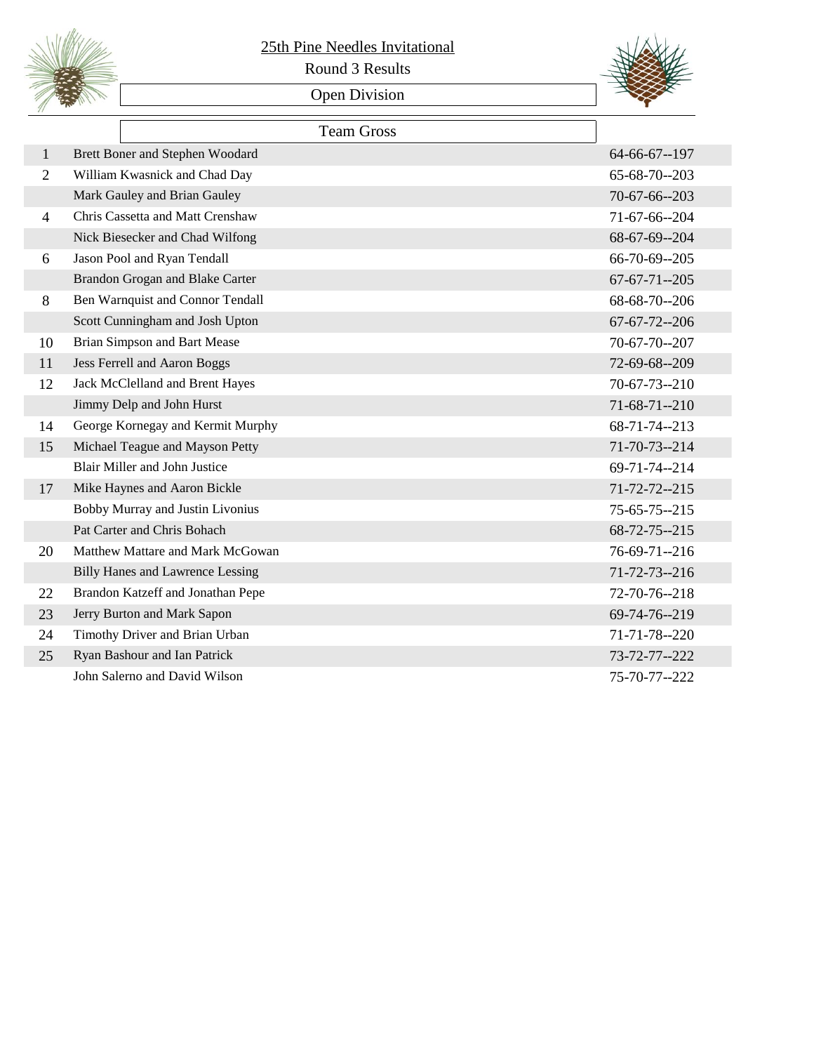# 25th Pine Needles Invitational

## Round 3 Results

### Open Division

### Team Gross

| Pos | Team | Score |
|---|---|---|
| 1 | Brett Boner and Stephen Woodard | 64-66-67--197 |
| 2 | William Kwasnick and Chad Day | 65-68-70--203 |
| | Mark Gauley and Brian Gauley | 70-67-66--203 |
| 4 | Chris Cassetta and Matt Crenshaw | 71-67-66--204 |
| | Nick Biesecker and Chad Wilfong | 68-67-69--204 |
| 6 | Jason Pool and Ryan Tendall | 66-70-69--205 |
| | Brandon Grogan and Blake Carter | 67-67-71--205 |
| 8 | Ben Warnquist and Connor Tendall | 68-68-70--206 |
| | Scott Cunningham and Josh Upton | 67-67-72--206 |
| 10 | Brian Simpson and Bart Mease | 70-67-70--207 |
| 11 | Jess Ferrell and Aaron Boggs | 72-69-68--209 |
| 12 | Jack McClelland and Brent Hayes | 70-67-73--210 |
| | Jimmy Delp and John Hurst | 71-68-71--210 |
| 14 | George Kornegay and Kermit Murphy | 68-71-74--213 |
| 15 | Michael Teague and Mayson Petty | 71-70-73--214 |
| | Blair Miller and John Justice | 69-71-74--214 |
| 17 | Mike Haynes and Aaron Bickle | 71-72-72--215 |
| | Bobby Murray and Justin Livonius | 75-65-75--215 |
| | Pat Carter and Chris Bohach | 68-72-75--215 |
| 20 | Matthew Mattare and Mark McGowan | 76-69-71--216 |
| | Billy Hanes and Lawrence Lessing | 71-72-73--216 |
| 22 | Brandon Katzeff and Jonathan Pepe | 72-70-76--218 |
| 23 | Jerry Burton and Mark Sapon | 69-74-76--219 |
| 24 | Timothy Driver and Brian Urban | 71-71-78--220 |
| 25 | Ryan Bashour and Ian Patrick | 73-72-77--222 |
| | John Salerno and David Wilson | 75-70-77--222 |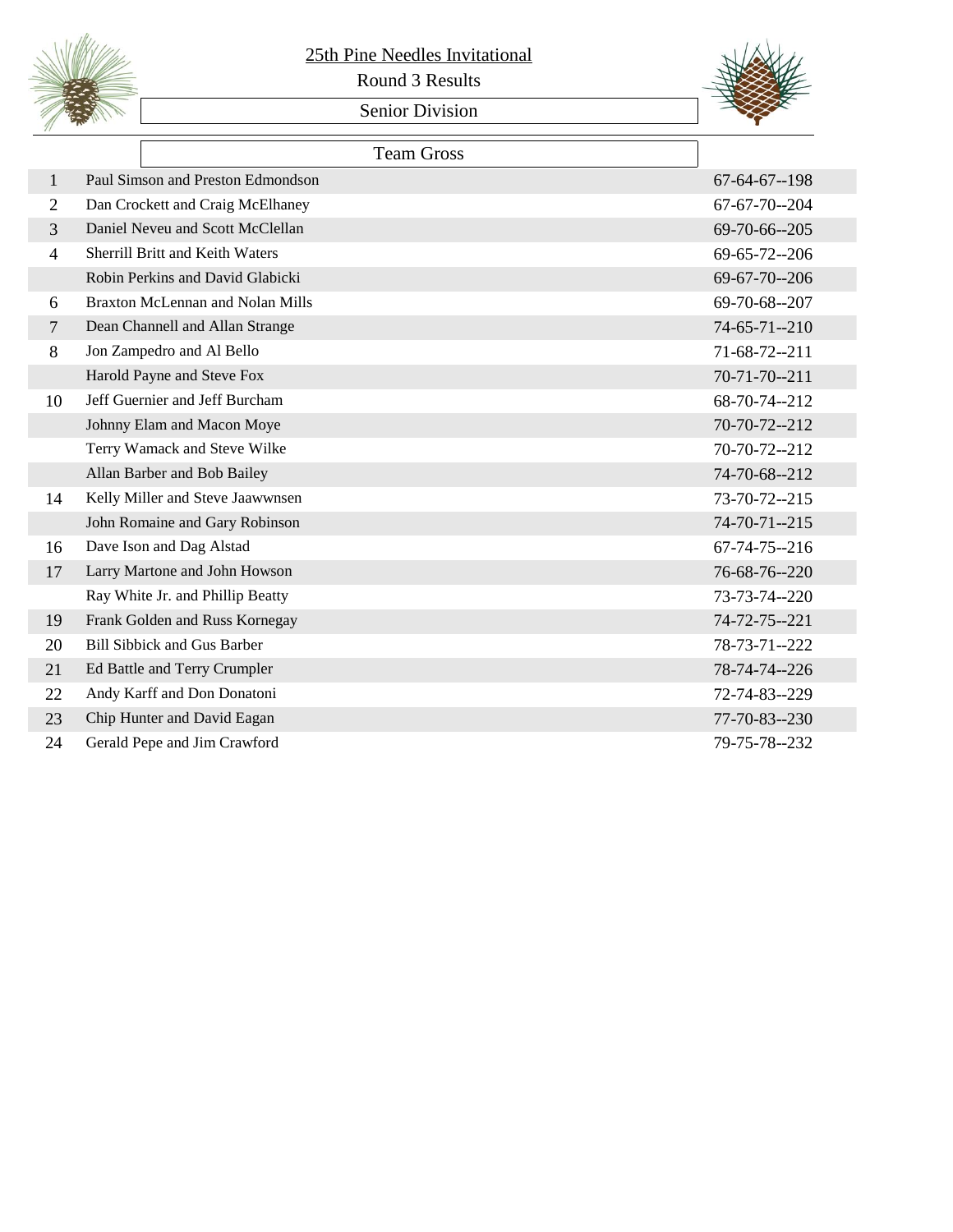# 25th Pine Needles Invitational

## Round 3 Results

### Senior Division

### Team Gross

| | | |
|---|---|---|
| 1 | Paul Simson and Preston Edmondson | 67-64-67--198 |
| 2 | Dan Crockett and Craig McElhaney | 67-67-70--204 |
| 3 | Daniel Neveu and Scott McClellan | 69-70-66--205 |
| 4 | Sherrill Britt and Keith Waters | 69-65-72--206 |
| | Robin Perkins and David Glabicki | 69-67-70--206 |
| 6 | Braxton McLennan and Nolan Mills | 69-70-68--207 |
| 7 | Dean Channell and Allan Strange | 74-65-71--210 |
| 8 | Jon Zampedro and Al Bello | 71-68-72--211 |
| | Harold Payne and Steve Fox | 70-71-70--211 |
| 10 | Jeff Guernier and Jeff Burcham | 68-70-74--212 |
| | Johnny Elam and Macon Moye | 70-70-72--212 |
| | Terry Wamack and Steve Wilke | 70-70-72--212 |
| | Allan Barber and Bob Bailey | 74-70-68--212 |
| 14 | Kelly Miller and Steve Jaawwnsen | 73-70-72--215 |
| | John Romaine and Gary Robinson | 74-70-71--215 |
| 16 | Dave Ison and Dag Alstad | 67-74-75--216 |
| 17 | Larry Martone and John Howson | 76-68-76--220 |
| | Ray White Jr. and Phillip Beatty | 73-73-74--220 |
| 19 | Frank Golden and Russ Kornegay | 74-72-75--221 |
| 20 | Bill Sibbick and Gus Barber | 78-73-71--222 |
| 21 | Ed Battle and Terry Crumpler | 78-74-74--226 |
| 22 | Andy Karff and Don Donatoni | 72-74-83--229 |
| 23 | Chip Hunter and David Eagan | 77-70-83--230 |
| 24 | Gerald Pepe and Jim Crawford | 79-75-78--232 |